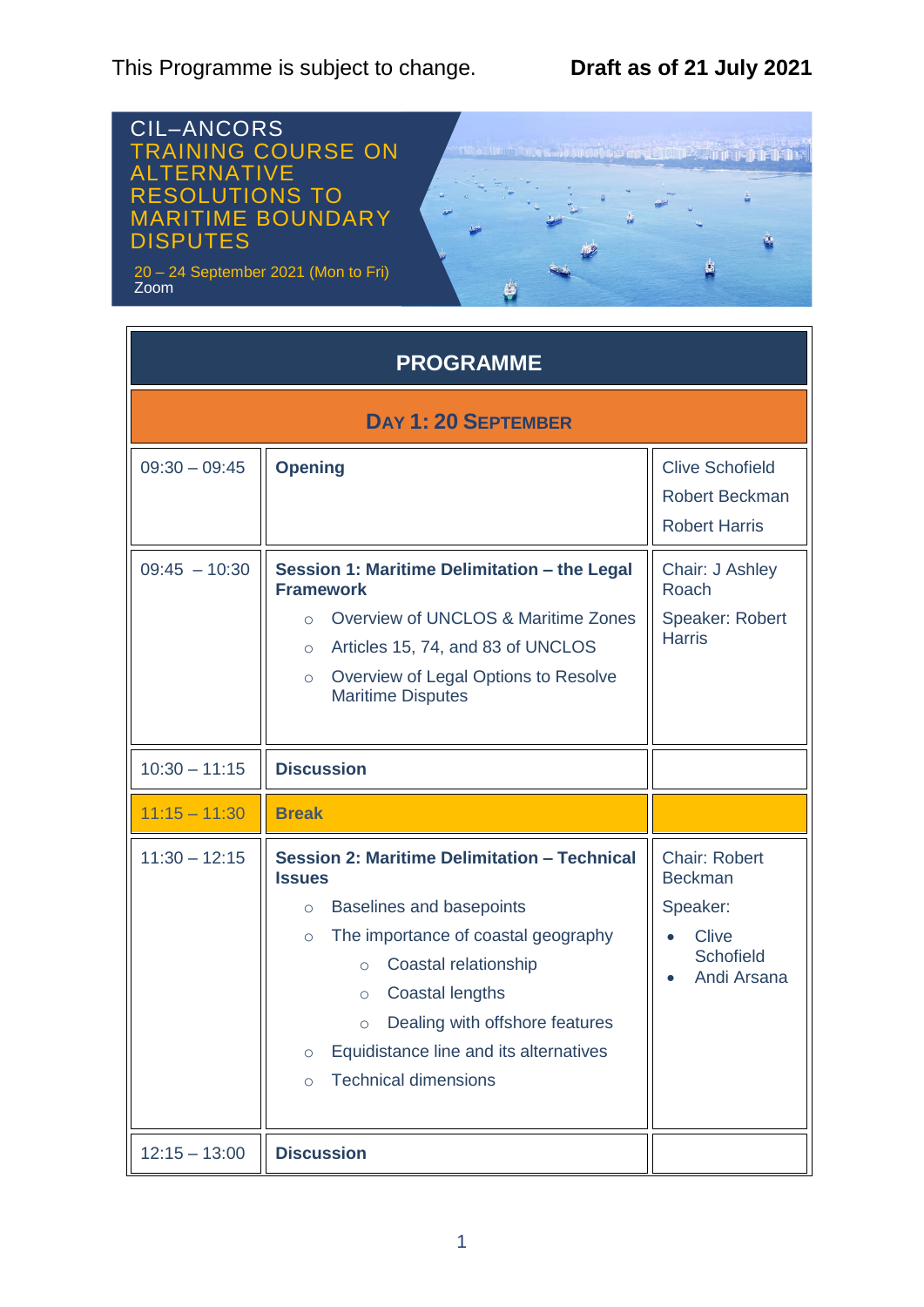This Programme is subject to change. **Draft as of 21 July 2021**

# CIL–ANCORS TRAINING COURSE ON ALTERNATIVE RESOLUTIONS TO MARITIME BOUNDARY DISPUTES

20 – 24 September 2021 (Mon to Fri)
Zoom

## PROGRAMME

### DAY 1: 20 SEPTEMBER

| Time | Session | Chair / Speaker |
|---|---|---|
| 09:30 – 09:45 | **Opening** | Clive Schofield<br>Robert Beckman<br>Robert Harris |
| 09:45 – 10:30 | **Session 1: Maritime Delimitation – the Legal Framework**<br>○ Overview of UNCLOS & Maritime Zones<br>○ Articles 15, 74, and 83 of UNCLOS<br>○ Overview of Legal Options to Resolve Maritime Disputes | Chair: J Ashley Roach<br>Speaker: Robert Harris |
| 10:30 – 11:15 | **Discussion** | |
| 11:15 – 11:30 | **Break** | |
| 11:30 – 12:15 | **Session 2: Maritime Delimitation – Technical Issues**<br>○ Baselines and basepoints<br>○ The importance of coastal geography<br>&nbsp;&nbsp;&nbsp;&nbsp;○ Coastal relationship<br>&nbsp;&nbsp;&nbsp;&nbsp;○ Coastal lengths<br>&nbsp;&nbsp;&nbsp;&nbsp;○ Dealing with offshore features<br>○ Equidistance line and its alternatives<br>○ Technical dimensions | Chair: Robert Beckman<br>Speaker:<br>• Clive Schofield<br>• Andi Arsana |
| 12:15 – 13:00 | **Discussion** | |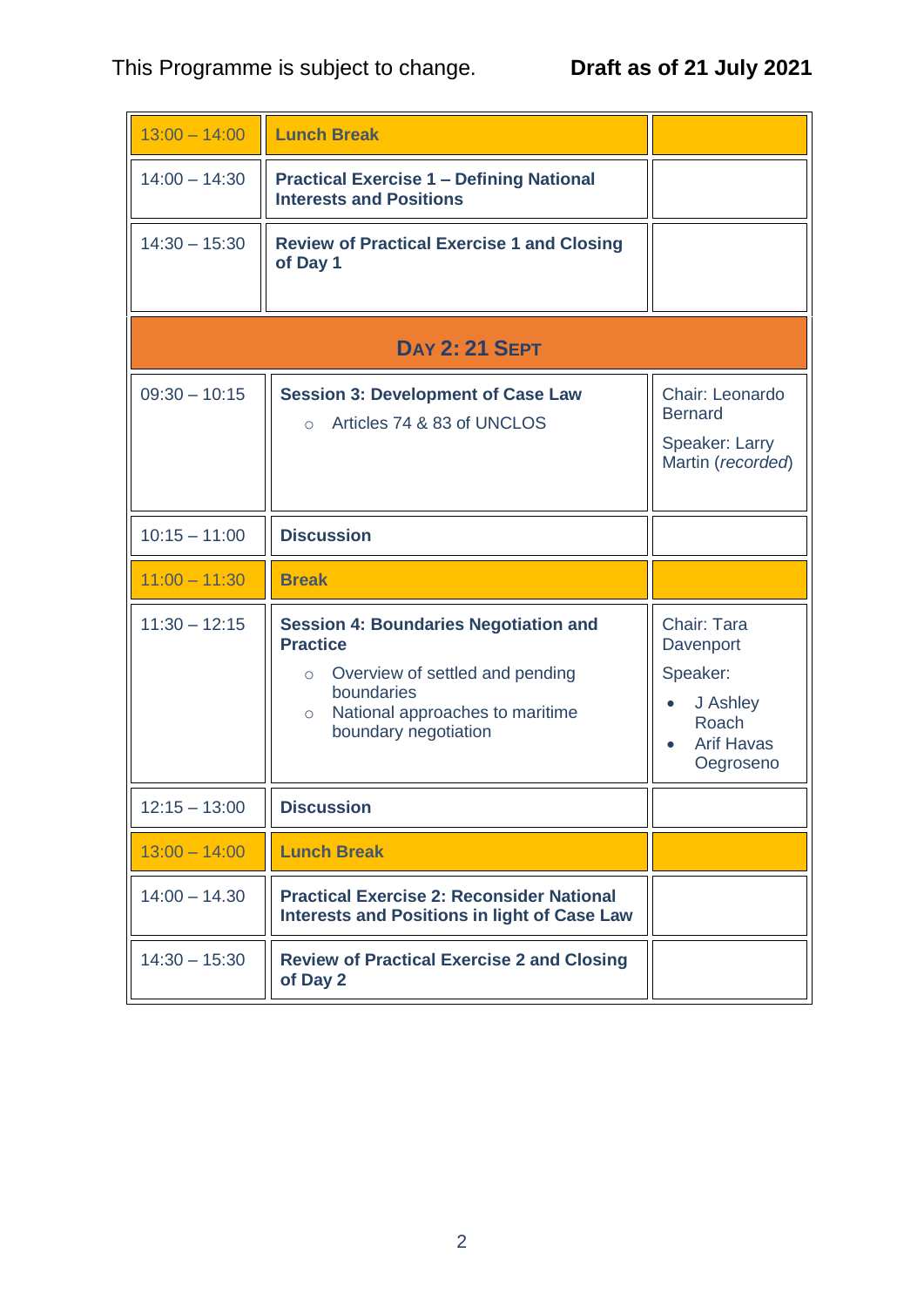This Programme is subject to change. **Draft as of 21 July 2021**

| | | |
|---|---|---|
| 13:00 – 14:00 | **Lunch Break** | |
| 14:00 – 14:30 | **Practical Exercise 1 – Defining National Interests and Positions** | |
| 14:30 – 15:30 | **Review of Practical Exercise 1 and Closing of Day 1** | |
| | **DAY 2: 21 SEPT** | |
| 09:30 – 10:15 | **Session 3: Development of Case Law**<br>○ Articles 74 & 83 of UNCLOS | Chair: Leonardo Bernard<br>Speaker: Larry Martin (*recorded*) |
| 10:15 – 11:00 | **Discussion** | |
| 11:00 – 11:30 | **Break** | |
| 11:30 – 12:15 | **Session 4: Boundaries Negotiation and Practice**<br>○ Overview of settled and pending boundaries<br>○ National approaches to maritime boundary negotiation | Chair: Tara Davenport<br>Speaker:<br>• J Ashley Roach<br>• Arif Havas Oegroseno |
| 12:15 – 13:00 | **Discussion** | |
| 13:00 – 14:00 | **Lunch Break** | |
| 14:00 – 14.30 | **Practical Exercise 2: Reconsider National Interests and Positions in light of Case Law** | |
| 14:30 – 15:30 | **Review of Practical Exercise 2 and Closing of Day 2** | |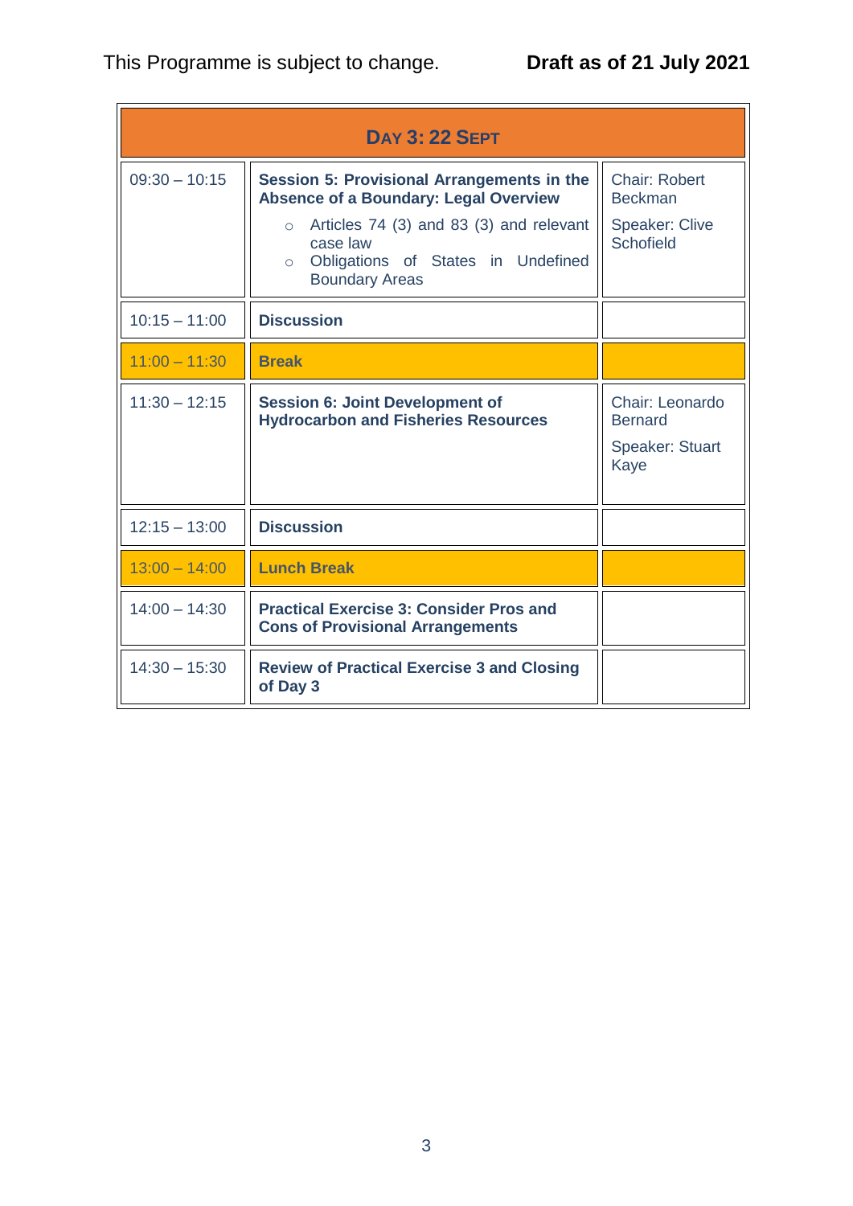This Programme is subject to change. **Draft as of 21 July 2021**

| **DAY 3: 22 SEPT** | | |
|---|---|---|
| 09:30 – 10:15 | **Session 5: Provisional Arrangements in the Absence of a Boundary: Legal Overview**<br>○ Articles 74 (3) and 83 (3) and relevant case law<br>○ Obligations of States in Undefined Boundary Areas | Chair: Robert Beckman<br>Speaker: Clive Schofield |
| 10:15 – 11:00 | **Discussion** | |
| 11:00 – 11:30 | **Break** | |
| 11:30 – 12:15 | **Session 6: Joint Development of Hydrocarbon and Fisheries Resources** | Chair: Leonardo Bernard<br>Speaker: Stuart Kaye |
| 12:15 – 13:00 | **Discussion** | |
| 13:00 – 14:00 | **Lunch Break** | |
| 14:00 – 14:30 | **Practical Exercise 3: Consider Pros and Cons of Provisional Arrangements** | |
| 14:30 – 15:30 | **Review of Practical Exercise 3 and Closing of Day 3** | |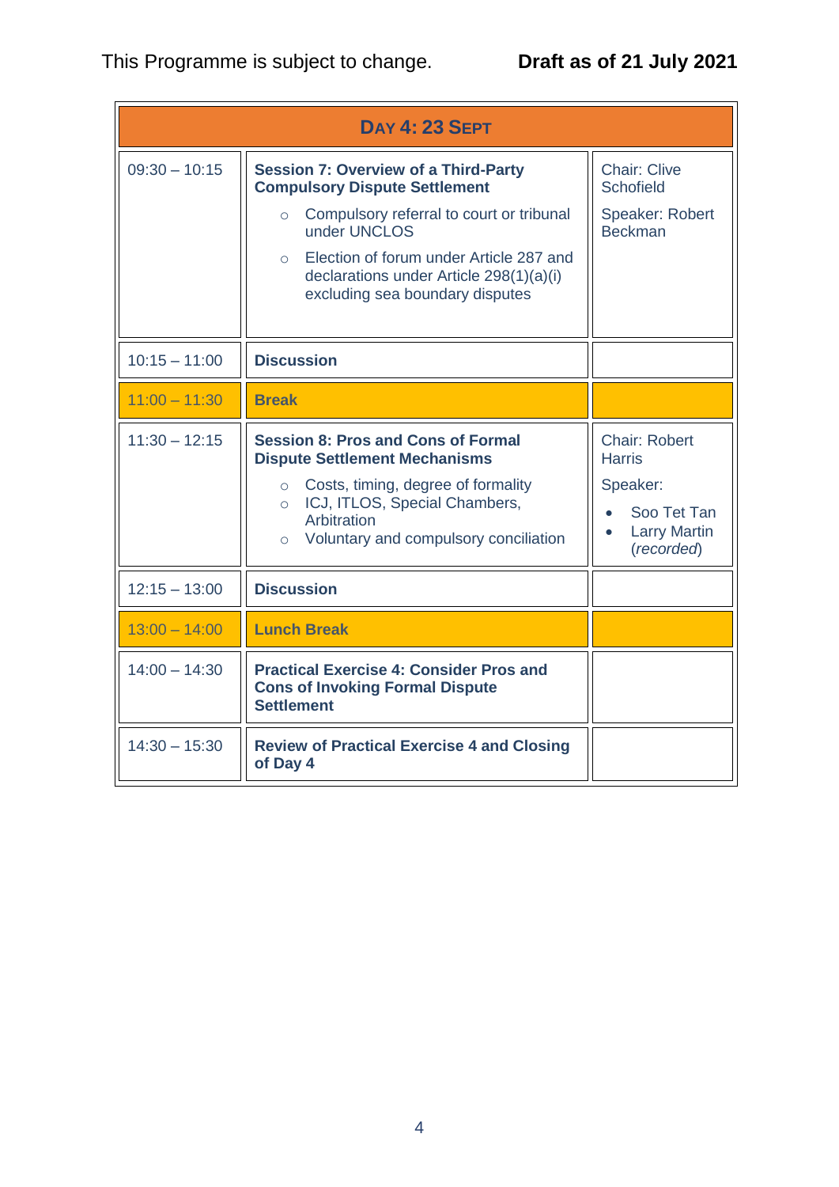This Programme is subject to change. **Draft as of 21 July 2021**

| **Day 4: 23 Sept** | | |
|---|---|---|
| 09:30 – 10:15 | **Session 7: Overview of a Third-Party Compulsory Dispute Settlement**<br>○ Compulsory referral to court or tribunal under UNCLOS<br>○ Election of forum under Article 287 and declarations under Article 298(1)(a)(i) excluding sea boundary disputes | Chair: Clive Schofield<br>Speaker: Robert Beckman |
| 10:15 – 11:00 | **Discussion** | |
| 11:00 – 11:30 | **Break** | |
| 11:30 – 12:15 | **Session 8: Pros and Cons of Formal Dispute Settlement Mechanisms**<br>○ Costs, timing, degree of formality<br>○ ICJ, ITLOS, Special Chambers, Arbitration<br>○ Voluntary and compulsory conciliation | Chair: Robert Harris<br>Speaker:<br>• Soo Tet Tan<br>• Larry Martin (*recorded*) |
| 12:15 – 13:00 | **Discussion** | |
| 13:00 – 14:00 | **Lunch Break** | |
| 14:00 – 14:30 | **Practical Exercise 4: Consider Pros and Cons of Invoking Formal Dispute Settlement** | |
| 14:30 – 15:30 | **Review of Practical Exercise 4 and Closing of Day 4** | |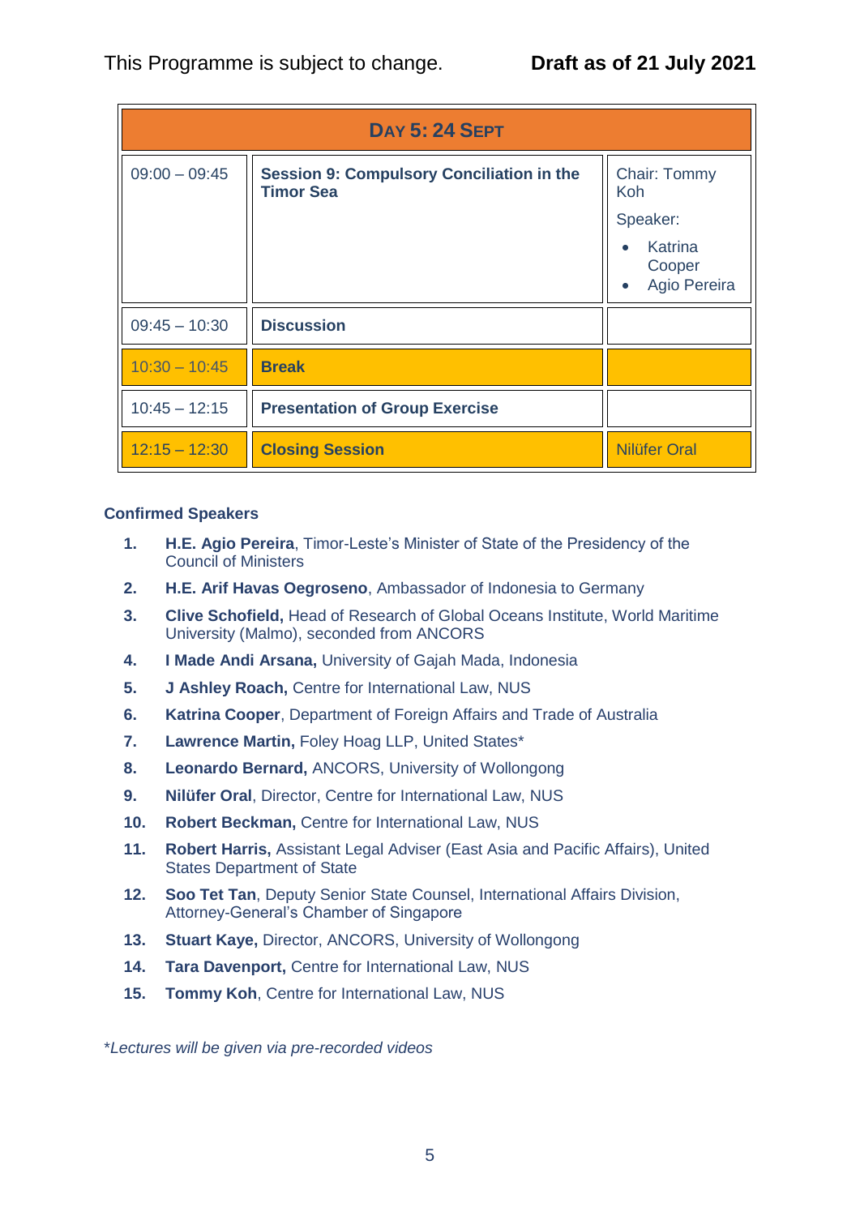This Programme is subject to change. **Draft as of 21 July 2021**

| Day 5: 24 Sept | | |
|---|---|---|
| 09:00 – 09:45 | **Session 9: Compulsory Conciliation in the Timor Sea** | Chair: Tommy Koh<br>Speaker:<br>• Katrina Cooper<br>• Agio Pereira |
| 09:45 – 10:30 | **Discussion** | |
| 10:30 – 10:45 | **Break** | |
| 10:45 – 12:15 | **Presentation of Group Exercise** | |
| 12:15 – 12:30 | **Closing Session** | Nilüfer Oral |

**Confirmed Speakers**

1. **H.E. Agio Pereira**, Timor-Leste's Minister of State of the Presidency of the Council of Ministers
2. **H.E. Arif Havas Oegroseno**, Ambassador of Indonesia to Germany
3. **Clive Schofield,** Head of Research of Global Oceans Institute, World Maritime University (Malmo), seconded from ANCORS
4. **I Made Andi Arsana,** University of Gajah Mada, Indonesia
5. **J Ashley Roach,** Centre for International Law, NUS
6. **Katrina Cooper**, Department of Foreign Affairs and Trade of Australia
7. **Lawrence Martin,** Foley Hoag LLP, United States*
8. **Leonardo Bernard,** ANCORS, University of Wollongong
9. **Nilüfer Oral**, Director, Centre for International Law, NUS
10. **Robert Beckman,** Centre for International Law, NUS
11. **Robert Harris,** Assistant Legal Adviser (East Asia and Pacific Affairs), United States Department of State
12. **Soo Tet Tan**, Deputy Senior State Counsel, International Affairs Division, Attorney-General's Chamber of Singapore
13. **Stuart Kaye,** Director, ANCORS, University of Wollongong
14. **Tara Davenport,** Centre for International Law, NUS
15. **Tommy Koh**, Centre for International Law, NUS

*\*Lectures will be given via pre-recorded videos*